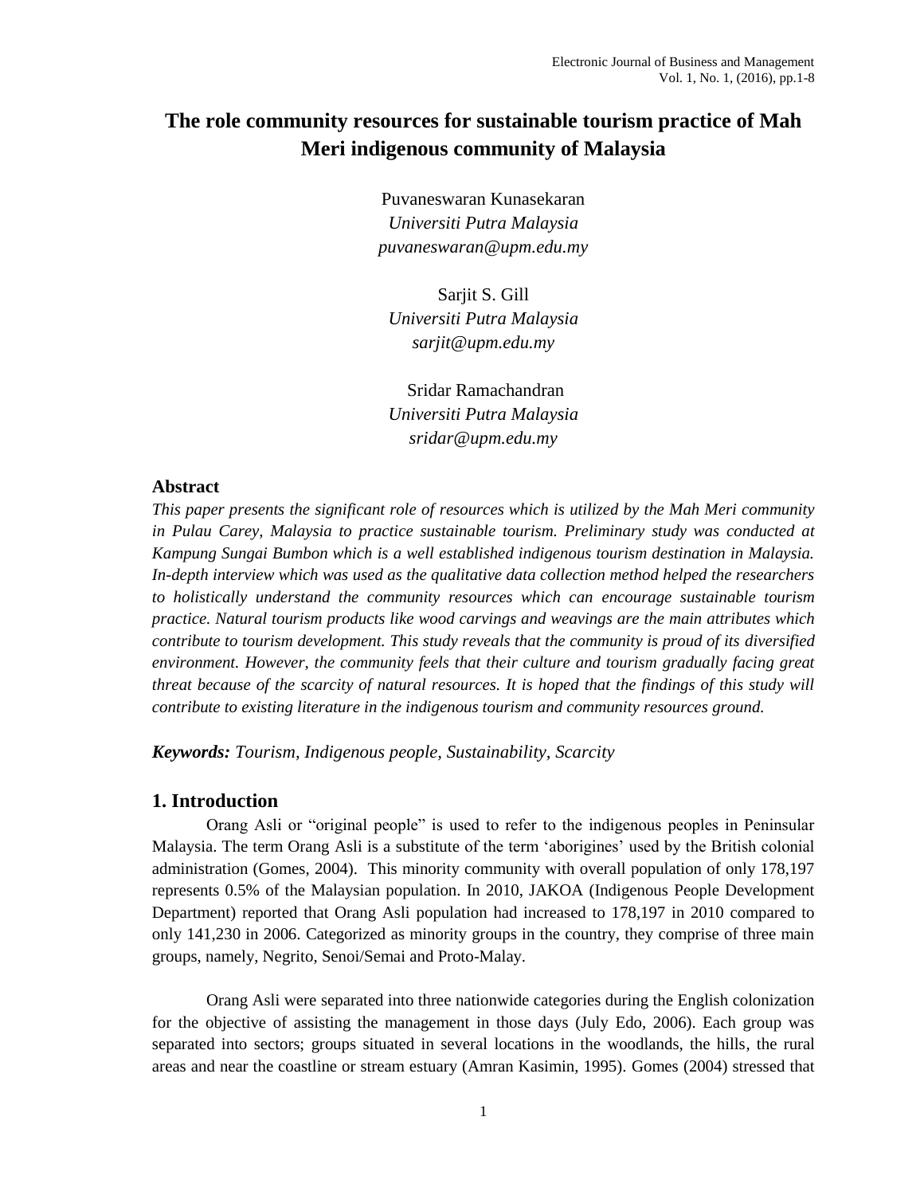# The role community resources for sustainable tourism practice of Mah Meri indigenous community of Malaysia

Puvaneswaran Kunasekaran  
*Universiti Putra Malaysia*  
*puvaneswaran@upm.edu.my*

Sarjit S. Gill  
*Universiti Putra Malaysia*  
*sarjit@upm.edu.my*

Sridar Ramachandran  
*Universiti Putra Malaysia*  
*sridar@upm.edu.my*

## Abstract

*This paper presents the significant role of resources which is utilized by the Mah Meri community in Pulau Carey, Malaysia to practice sustainable tourism. Preliminary study was conducted at Kampung Sungai Bumbon which is a well established indigenous tourism destination in Malaysia. In-depth interview which was used as the qualitative data collection method helped the researchers to holistically understand the community resources which can encourage sustainable tourism practice. Natural tourism products like wood carvings and weavings are the main attributes which contribute to tourism development. This study reveals that the community is proud of its diversified environment. However, the community feels that their culture and tourism gradually facing great threat because of the scarcity of natural resources. It is hoped that the findings of this study will contribute to existing literature in the indigenous tourism and community resources ground.*

***Keywords:*** *Tourism, Indigenous people, Sustainability, Scarcity*

## 1. Introduction

Orang Asli or "original people" is used to refer to the indigenous peoples in Peninsular Malaysia. The term Orang Asli is a substitute of the term 'aborigines' used by the British colonial administration (Gomes, 2004). This minority community with overall population of only 178,197 represents 0.5% of the Malaysian population. In 2010, JAKOA (Indigenous People Development Department) reported that Orang Asli population had increased to 178,197 in 2010 compared to only 141,230 in 2006. Categorized as minority groups in the country, they comprise of three main groups, namely, Negrito, Senoi/Semai and Proto-Malay.

Orang Asli were separated into three nationwide categories during the English colonization for the objective of assisting the management in those days (July Edo, 2006). Each group was separated into sectors; groups situated in several locations in the woodlands, the hills, the rural areas and near the coastline or stream estuary (Amran Kasimin, 1995). Gomes (2004) stressed that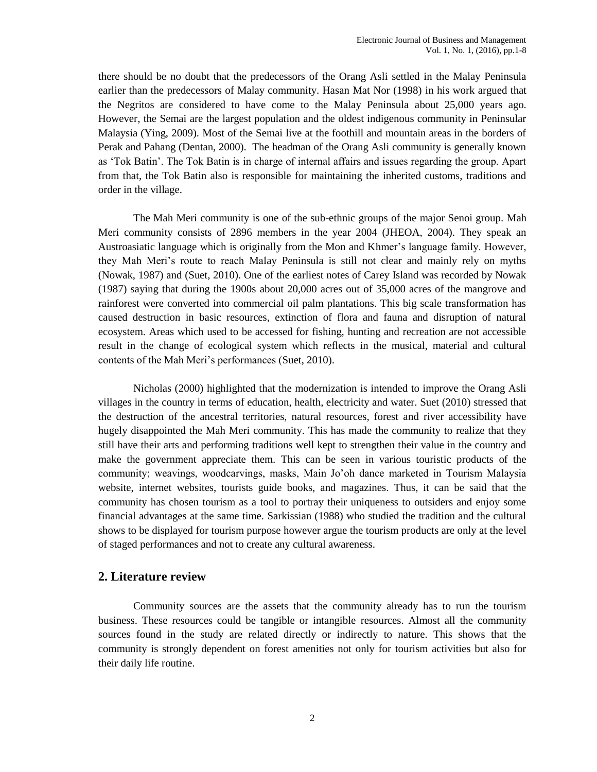there should be no doubt that the predecessors of the Orang Asli settled in the Malay Peninsula earlier than the predecessors of Malay community. Hasan Mat Nor (1998) in his work argued that the Negritos are considered to have come to the Malay Peninsula about 25,000 years ago. However, the Semai are the largest population and the oldest indigenous community in Peninsular Malaysia (Ying, 2009). Most of the Semai live at the foothill and mountain areas in the borders of Perak and Pahang (Dentan, 2000). The headman of the Orang Asli community is generally known as 'Tok Batin'. The Tok Batin is in charge of internal affairs and issues regarding the group. Apart from that, the Tok Batin also is responsible for maintaining the inherited customs, traditions and order in the village.

The Mah Meri community is one of the sub-ethnic groups of the major Senoi group. Mah Meri community consists of 2896 members in the year 2004 (JHEOA, 2004). They speak an Austroasiatic language which is originally from the Mon and Khmer's language family. However, they Mah Meri's route to reach Malay Peninsula is still not clear and mainly rely on myths (Nowak, 1987) and (Suet, 2010). One of the earliest notes of Carey Island was recorded by Nowak (1987) saying that during the 1900s about 20,000 acres out of 35,000 acres of the mangrove and rainforest were converted into commercial oil palm plantations. This big scale transformation has caused destruction in basic resources, extinction of flora and fauna and disruption of natural ecosystem. Areas which used to be accessed for fishing, hunting and recreation are not accessible result in the change of ecological system which reflects in the musical, material and cultural contents of the Mah Meri's performances (Suet, 2010).

Nicholas (2000) highlighted that the modernization is intended to improve the Orang Asli villages in the country in terms of education, health, electricity and water. Suet (2010) stressed that the destruction of the ancestral territories, natural resources, forest and river accessibility have hugely disappointed the Mah Meri community. This has made the community to realize that they still have their arts and performing traditions well kept to strengthen their value in the country and make the government appreciate them. This can be seen in various touristic products of the community; weavings, woodcarvings, masks, Main Jo'oh dance marketed in Tourism Malaysia website, internet websites, tourists guide books, and magazines. Thus, it can be said that the community has chosen tourism as a tool to portray their uniqueness to outsiders and enjoy some financial advantages at the same time. Sarkissian (1988) who studied the tradition and the cultural shows to be displayed for tourism purpose however argue the tourism products are only at the level of staged performances and not to create any cultural awareness.

## 2. Literature review

Community sources are the assets that the community already has to run the tourism business. These resources could be tangible or intangible resources. Almost all the community sources found in the study are related directly or indirectly to nature. This shows that the community is strongly dependent on forest amenities not only for tourism activities but also for their daily life routine.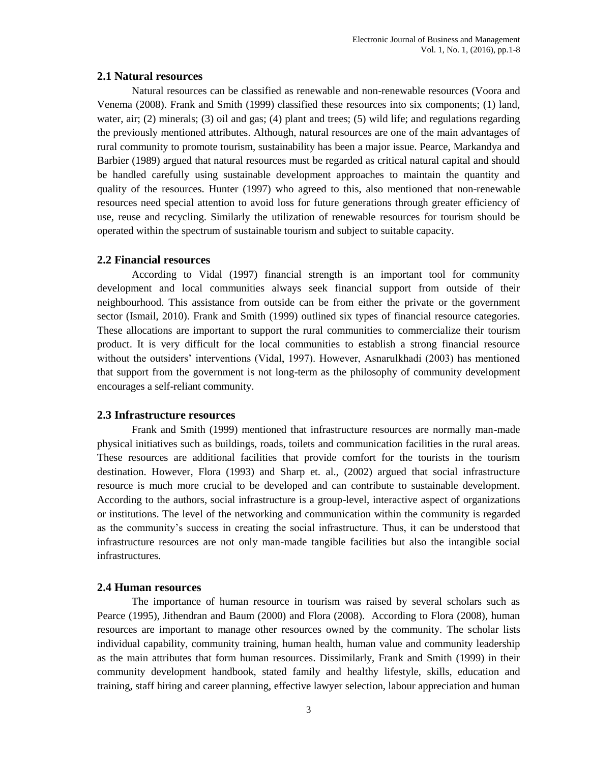## 2.1 Natural resources

Natural resources can be classified as renewable and non-renewable resources (Voora and Venema (2008). Frank and Smith (1999) classified these resources into six components; (1) land, water, air; (2) minerals; (3) oil and gas; (4) plant and trees; (5) wild life; and regulations regarding the previously mentioned attributes. Although, natural resources are one of the main advantages of rural community to promote tourism, sustainability has been a major issue. Pearce, Markandya and Barbier (1989) argued that natural resources must be regarded as critical natural capital and should be handled carefully using sustainable development approaches to maintain the quantity and quality of the resources. Hunter (1997) who agreed to this, also mentioned that non-renewable resources need special attention to avoid loss for future generations through greater efficiency of use, reuse and recycling. Similarly the utilization of renewable resources for tourism should be operated within the spectrum of sustainable tourism and subject to suitable capacity.

## 2.2 Financial resources

According to Vidal (1997) financial strength is an important tool for community development and local communities always seek financial support from outside of their neighbourhood. This assistance from outside can be from either the private or the government sector (Ismail, 2010). Frank and Smith (1999) outlined six types of financial resource categories. These allocations are important to support the rural communities to commercialize their tourism product. It is very difficult for the local communities to establish a strong financial resource without the outsiders' interventions (Vidal, 1997). However, Asnarulkhadi (2003) has mentioned that support from the government is not long-term as the philosophy of community development encourages a self-reliant community.

## 2.3 Infrastructure resources

Frank and Smith (1999) mentioned that infrastructure resources are normally man-made physical initiatives such as buildings, roads, toilets and communication facilities in the rural areas. These resources are additional facilities that provide comfort for the tourists in the tourism destination. However, Flora (1993) and Sharp et. al., (2002) argued that social infrastructure resource is much more crucial to be developed and can contribute to sustainable development. According to the authors, social infrastructure is a group-level, interactive aspect of organizations or institutions. The level of the networking and communication within the community is regarded as the community's success in creating the social infrastructure. Thus, it can be understood that infrastructure resources are not only man-made tangible facilities but also the intangible social infrastructures.

## 2.4 Human resources

The importance of human resource in tourism was raised by several scholars such as Pearce (1995), Jithendran and Baum (2000) and Flora (2008). According to Flora (2008), human resources are important to manage other resources owned by the community. The scholar lists individual capability, community training, human health, human value and community leadership as the main attributes that form human resources. Dissimilarly, Frank and Smith (1999) in their community development handbook, stated family and healthy lifestyle, skills, education and training, staff hiring and career planning, effective lawyer selection, labour appreciation and human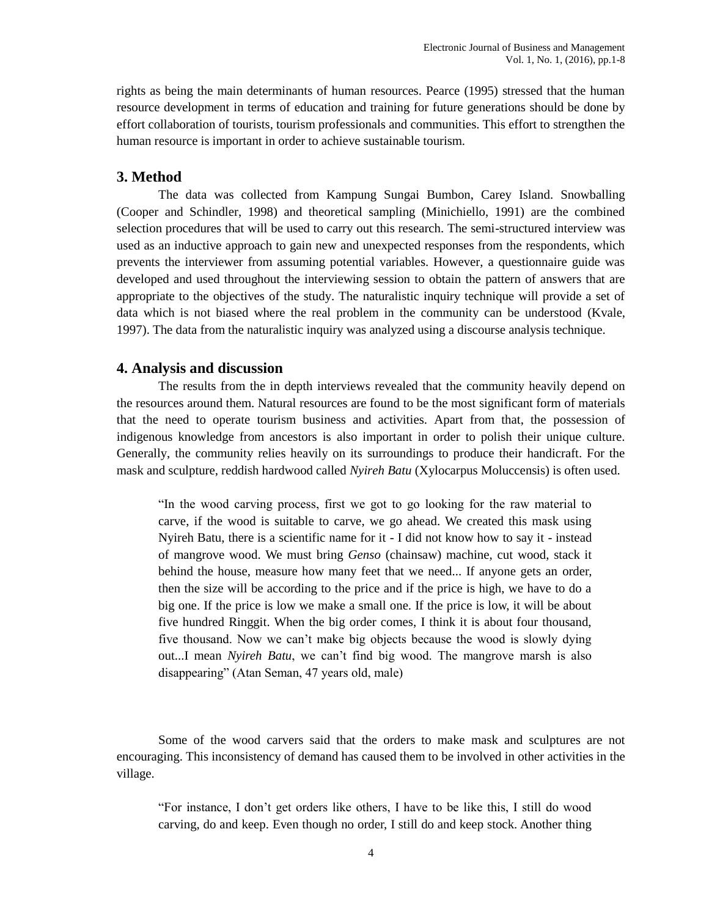rights as being the main determinants of human resources. Pearce (1995) stressed that the human resource development in terms of education and training for future generations should be done by effort collaboration of tourists, tourism professionals and communities. This effort to strengthen the human resource is important in order to achieve sustainable tourism.

## 3. Method

The data was collected from Kampung Sungai Bumbon, Carey Island. Snowballing (Cooper and Schindler, 1998) and theoretical sampling (Minichiello, 1991) are the combined selection procedures that will be used to carry out this research. The semi-structured interview was used as an inductive approach to gain new and unexpected responses from the respondents, which prevents the interviewer from assuming potential variables. However, a questionnaire guide was developed and used throughout the interviewing session to obtain the pattern of answers that are appropriate to the objectives of the study. The naturalistic inquiry technique will provide a set of data which is not biased where the real problem in the community can be understood (Kvale, 1997). The data from the naturalistic inquiry was analyzed using a discourse analysis technique.

## 4. Analysis and discussion

The results from the in depth interviews revealed that the community heavily depend on the resources around them. Natural resources are found to be the most significant form of materials that the need to operate tourism business and activities. Apart from that, the possession of indigenous knowledge from ancestors is also important in order to polish their unique culture. Generally, the community relies heavily on its surroundings to produce their handicraft. For the mask and sculpture, reddish hardwood called *Nyireh Batu* (Xylocarpus Moluccensis) is often used.

> "In the wood carving process, first we got to go looking for the raw material to carve, if the wood is suitable to carve, we go ahead. We created this mask using Nyireh Batu, there is a scientific name for it - I did not know how to say it - instead of mangrove wood. We must bring *Genso* (chainsaw) machine, cut wood, stack it behind the house, measure how many feet that we need... If anyone gets an order, then the size will be according to the price and if the price is high, we have to do a big one. If the price is low we make a small one. If the price is low, it will be about five hundred Ringgit. When the big order comes, I think it is about four thousand, five thousand. Now we can't make big objects because the wood is slowly dying out...I mean *Nyireh Batu*, we can't find big wood. The mangrove marsh is also disappearing" (Atan Seman, 47 years old, male)

Some of the wood carvers said that the orders to make mask and sculptures are not encouraging. This inconsistency of demand has caused them to be involved in other activities in the village.

> "For instance, I don't get orders like others, I have to be like this, I still do wood carving, do and keep. Even though no order, I still do and keep stock. Another thing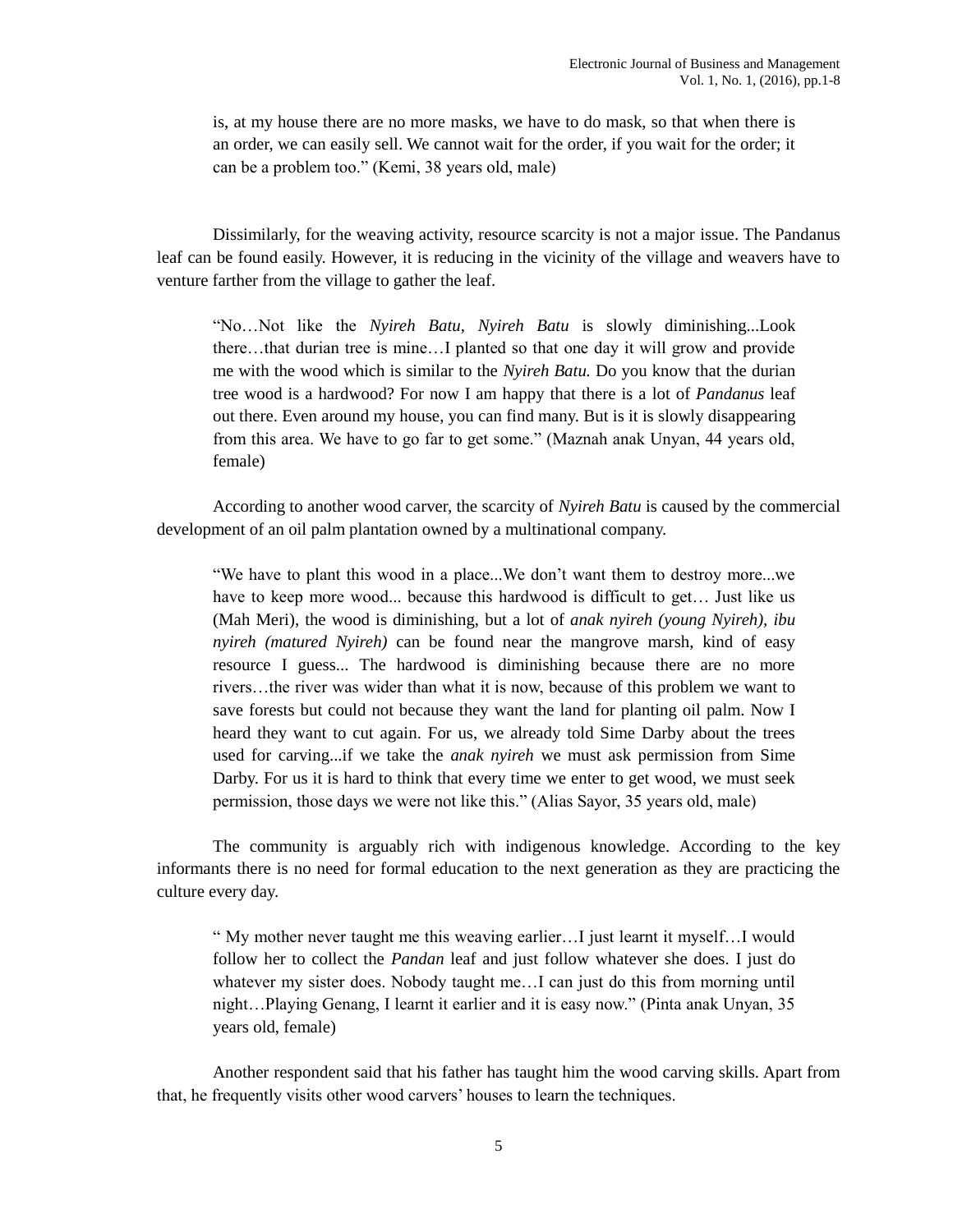is, at my house there are no more masks, we have to do mask, so that when there is an order, we can easily sell. We cannot wait for the order, if you wait for the order; it can be a problem too." (Kemi, 38 years old, male)

Dissimilarly, for the weaving activity, resource scarcity is not a major issue. The Pandanus leaf can be found easily. However, it is reducing in the vicinity of the village and weavers have to venture farther from the village to gather the leaf.

> "No…Not like the *Nyireh Batu*, *Nyireh Batu* is slowly diminishing...Look there…that durian tree is mine…I planted so that one day it will grow and provide me with the wood which is similar to the *Nyireh Batu.* Do you know that the durian tree wood is a hardwood? For now I am happy that there is a lot of *Pandanus* leaf out there. Even around my house, you can find many. But is it is slowly disappearing from this area. We have to go far to get some." (Maznah anak Unyan, 44 years old, female)

According to another wood carver, the scarcity of *Nyireh Batu* is caused by the commercial development of an oil palm plantation owned by a multinational company.

> "We have to plant this wood in a place...We don't want them to destroy more...we have to keep more wood... because this hardwood is difficult to get… Just like us (Mah Meri), the wood is diminishing, but a lot of *anak nyireh (young Nyireh), ibu nyireh (matured Nyireh)* can be found near the mangrove marsh, kind of easy resource I guess... The hardwood is diminishing because there are no more rivers…the river was wider than what it is now, because of this problem we want to save forests but could not because they want the land for planting oil palm. Now I heard they want to cut again. For us, we already told Sime Darby about the trees used for carving...if we take the *anak nyireh* we must ask permission from Sime Darby. For us it is hard to think that every time we enter to get wood, we must seek permission, those days we were not like this." (Alias Sayor, 35 years old, male)

The community is arguably rich with indigenous knowledge. According to the key informants there is no need for formal education to the next generation as they are practicing the culture every day.

> " My mother never taught me this weaving earlier…I just learnt it myself…I would follow her to collect the *Pandan* leaf and just follow whatever she does. I just do whatever my sister does. Nobody taught me…I can just do this from morning until night…Playing Genang, I learnt it earlier and it is easy now." (Pinta anak Unyan, 35 years old, female)

Another respondent said that his father has taught him the wood carving skills. Apart from that, he frequently visits other wood carvers' houses to learn the techniques.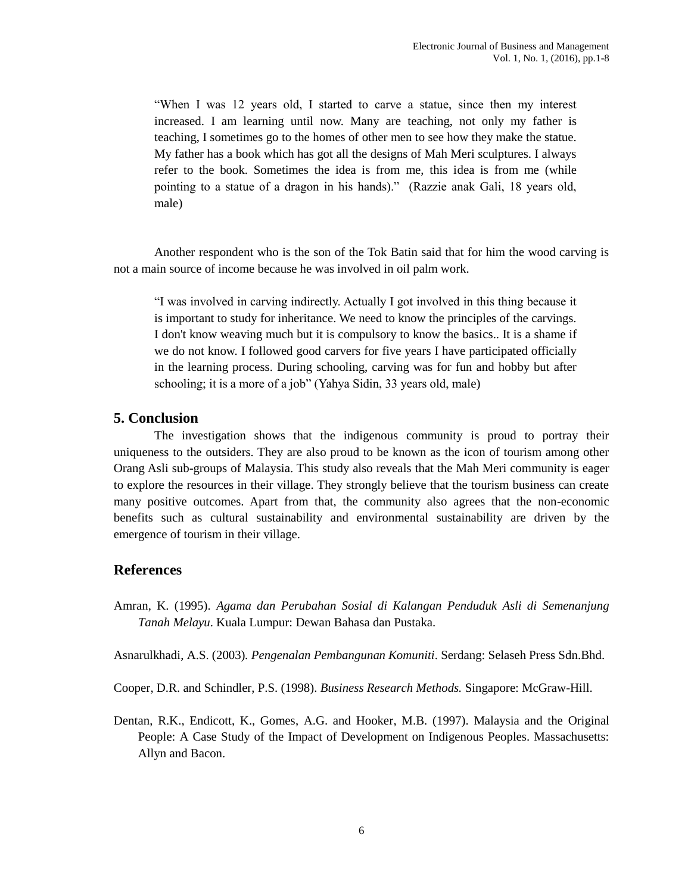> “When I was 12 years old, I started to carve a statue, since then my interest increased. I am learning until now. Many are teaching, not only my father is teaching, I sometimes go to the homes of other men to see how they make the statue. My father has a book which has got all the designs of Mah Meri sculptures. I always refer to the book. Sometimes the idea is from me, this idea is from me (while pointing to a statue of a dragon in his hands).” (Razzie anak Gali, 18 years old, male)

Another respondent who is the son of the Tok Batin said that for him the wood carving is not a main source of income because he was involved in oil palm work.

> “I was involved in carving indirectly. Actually I got involved in this thing because it is important to study for inheritance. We need to know the principles of the carvings. I don't know weaving much but it is compulsory to know the basics.. It is a shame if we do not know. I followed good carvers for five years I have participated officially in the learning process. During schooling, carving was for fun and hobby but after schooling; it is a more of a job” (Yahya Sidin, 33 years old, male)

## 5. Conclusion

The investigation shows that the indigenous community is proud to portray their uniqueness to the outsiders. They are also proud to be known as the icon of tourism among other Orang Asli sub-groups of Malaysia. This study also reveals that the Mah Meri community is eager to explore the resources in their village. They strongly believe that the tourism business can create many positive outcomes. Apart from that, the community also agrees that the non-economic benefits such as cultural sustainability and environmental sustainability are driven by the emergence of tourism in their village.

## References

Amran, K. (1995). *Agama dan Perubahan Sosial di Kalangan Penduduk Asli di Semenanjung Tanah Melayu*. Kuala Lumpur: Dewan Bahasa dan Pustaka.

Asnarulkhadi, A.S. (2003). *Pengenalan Pembangunan Komuniti*. Serdang: Selaseh Press Sdn.Bhd.

Cooper, D.R. and Schindler, P.S. (1998). *Business Research Methods.* Singapore: McGraw-Hill.

Dentan, R.K., Endicott, K., Gomes, A.G. and Hooker, M.B. (1997). Malaysia and the Original People: A Case Study of the Impact of Development on Indigenous Peoples. Massachusetts: Allyn and Bacon.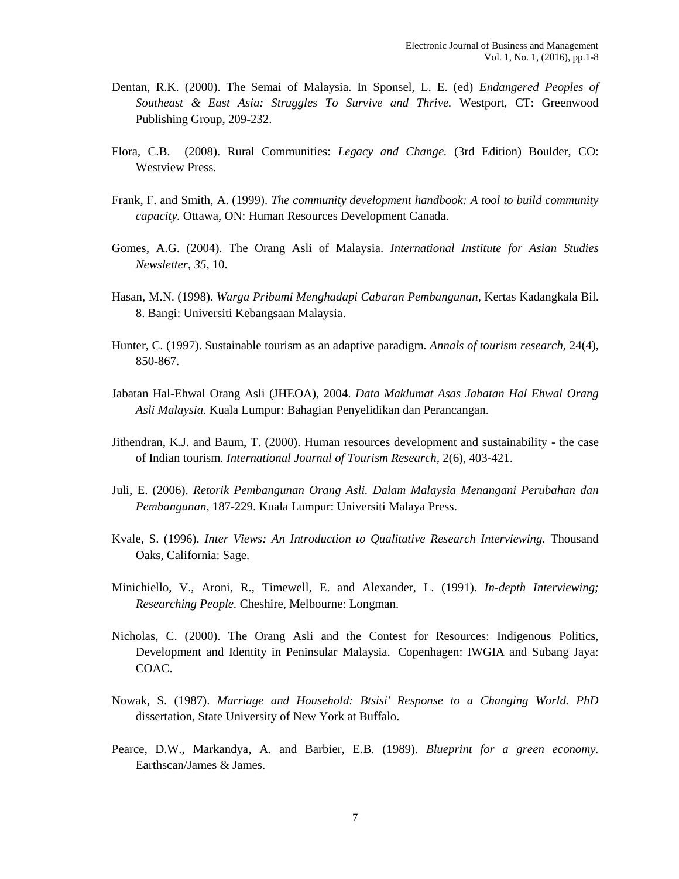Dentan, R.K. (2000). The Semai of Malaysia. In Sponsel, L. E. (ed) *Endangered Peoples of Southeast & East Asia: Struggles To Survive and Thrive.* Westport, CT: Greenwood Publishing Group, 209-232.

Flora, C.B. (2008). Rural Communities: *Legacy and Change.* (3rd Edition) Boulder, CO: Westview Press.

Frank, F. and Smith, A. (1999). *The community development handbook: A tool to build community capacity*. Ottawa, ON: Human Resources Development Canada.

Gomes, A.G. (2004). The Orang Asli of Malaysia. *International Institute for Asian Studies Newsletter*, *35*, 10.

Hasan, M.N. (1998). *Warga Pribumi Menghadapi Cabaran Pembangunan*, Kertas Kadangkala Bil. 8. Bangi: Universiti Kebangsaan Malaysia.

Hunter, C. (1997). Sustainable tourism as an adaptive paradigm. *Annals of tourism research*, 24(4), 850-867.

Jabatan Hal-Ehwal Orang Asli (JHEOA), 2004. *Data Maklumat Asas Jabatan Hal Ehwal Orang Asli Malaysia.* Kuala Lumpur: Bahagian Penyelidikan dan Perancangan.

Jithendran, K.J. and Baum, T. (2000). Human resources development and sustainability - the case of Indian tourism. *International Journal of Tourism Research*, 2(6), 403-421.

Juli, E. (2006). *Retorik Pembangunan Orang Asli. Dalam Malaysia Menangani Perubahan dan Pembangunan,* 187-229. Kuala Lumpur: Universiti Malaya Press.

Kvale, S. (1996). *Inter Views: An Introduction to Qualitative Research Interviewing.* Thousand Oaks, California: Sage.

Minichiello, V., Aroni, R., Timewell, E. and Alexander, L. (1991). *In-depth Interviewing; Researching People.* Cheshire, Melbourne: Longman.

Nicholas, C. (2000). The Orang Asli and the Contest for Resources: Indigenous Politics, Development and Identity in Peninsular Malaysia. Copenhagen: IWGIA and Subang Jaya: COAC.

Nowak, S. (1987). *Marriage and Household: Btsisi' Response to a Changing World. PhD* dissertation, State University of New York at Buffalo.

Pearce, D.W., Markandya, A. and Barbier, E.B. (1989). *Blueprint for a green economy.* Earthscan/James & James.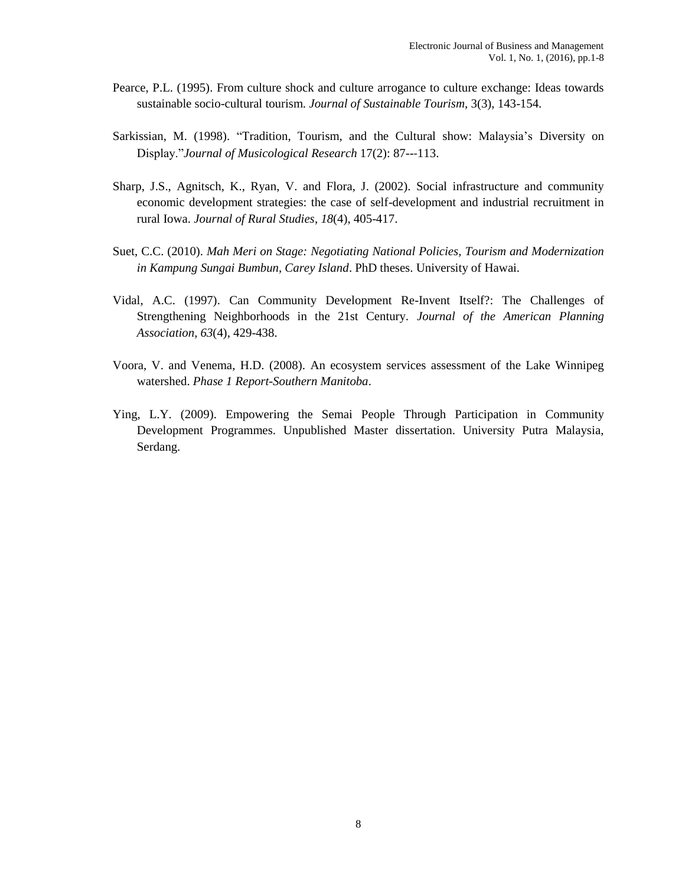Pearce, P.L. (1995). From culture shock and culture arrogance to culture exchange: Ideas towards sustainable socio-cultural tourism. *Journal of Sustainable Tourism,* 3(3), 143-154.

Sarkissian, M. (1998). "Tradition, Tourism, and the Cultural show: Malaysia's Diversity on Display."*Journal of Musicological Research* 17(2): 87---113.

Sharp, J.S., Agnitsch, K., Ryan, V. and Flora, J. (2002). Social infrastructure and community economic development strategies: the case of self-development and industrial recruitment in rural Iowa. *Journal of Rural Studies*, *18*(4), 405-417.

Suet, C.C. (2010). *Mah Meri on Stage: Negotiating National Policies, Tourism and Modernization in Kampung Sungai Bumbun, Carey Island*. PhD theses. University of Hawai.

Vidal, A.C. (1997). Can Community Development Re-Invent Itself?: The Challenges of Strengthening Neighborhoods in the 21st Century. *Journal of the American Planning Association*, *63*(4), 429-438.

Voora, V. and Venema, H.D. (2008). An ecosystem services assessment of the Lake Winnipeg watershed. *Phase 1 Report-Southern Manitoba*.

Ying, L.Y. (2009). Empowering the Semai People Through Participation in Community Development Programmes. Unpublished Master dissertation. University Putra Malaysia, Serdang.